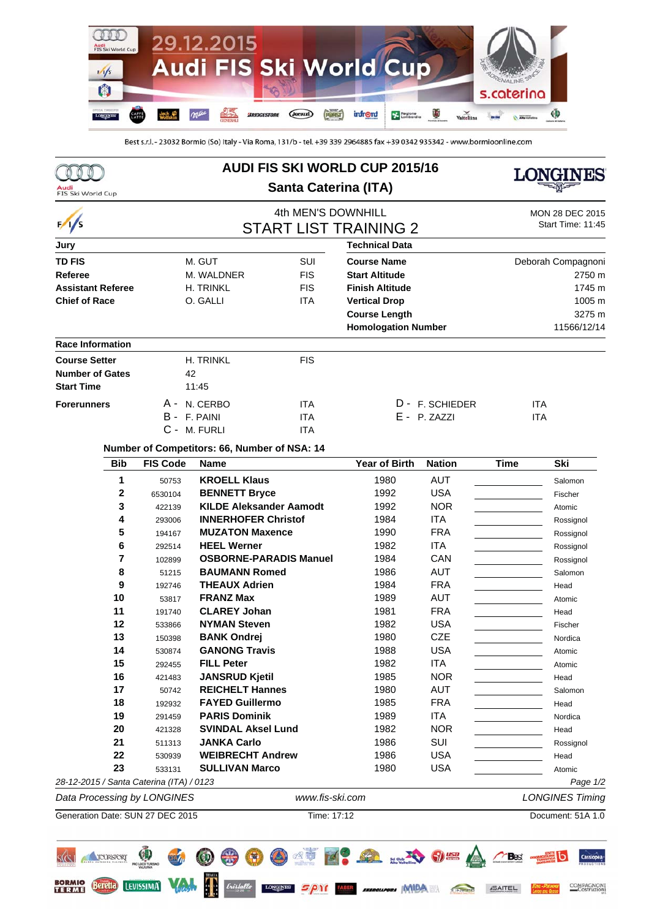29.12.2015
Audi FIS Ski World Cup

Best s.r.l. - 23032 Bormio (So) Italy - Via Roma, 131/b - tel. +39 339 2964885 fax +39 0342 935342 - www.bormioonline.com

# AUDI FIS SKI WORLD CUP 2015/16

## Santa Caterina (ITA)

### 4th MEN'S DOWNHILL

### START LIST TRAINING 2

MON 28 DEC 2015
Start Time: 11:45

| Jury | | |
|---|---|---|
| **TD FIS** | M. GUT | SUI |
| **Referee** | M. WALDNER | FIS |
| **Assistant Referee** | H. TRINKL | FIS |
| **Chief of Race** | O. GALLI | ITA |

| Technical Data | |
|---|---|
| **Course Name** | Deborah Compagnoni |
| **Start Altitude** | 2750 m |
| **Finish Altitude** | 1745 m |
| **Vertical Drop** | 1005 m |
| **Course Length** | 3275 m |
| **Homologation Number** | 11566/12/14 |

**Race Information**

| | | |
|---|---|---|
| **Course Setter** | H. TRINKL | FIS |
| **Number of Gates** | 42 | |
| **Start Time** | 11:45 | |

**Forerunners**

- A - N. CERBO ITA
- B - F. PAINI ITA
- C - M. FURLI ITA
- D - F. SCHIEDER ITA
- E - P. ZAZZI ITA

**Number of Competitors: 66, Number of NSA: 14**

| Bib | FIS Code | Name | Year of Birth | Nation | Time | Ski |
|---|---|---|---|---|---|---|
| 1 | 50753 | KROELL Klaus | 1980 | AUT | | Salomon |
| 2 | 6530104 | BENNETT Bryce | 1992 | USA | | Fischer |
| 3 | 422139 | KILDE Aleksander Aamodt | 1992 | NOR | | Atomic |
| 4 | 293006 | INNERHOFER Christof | 1984 | ITA | | Rossignol |
| 5 | 194167 | MUZATON Maxence | 1990 | FRA | | Rossignol |
| 6 | 292514 | HEEL Werner | 1982 | ITA | | Rossignol |
| 7 | 102899 | OSBORNE-PARADIS Manuel | 1984 | CAN | | Rossignol |
| 8 | 51215 | BAUMANN Romed | 1986 | AUT | | Salomon |
| 9 | 192746 | THEAUX Adrien | 1984 | FRA | | Head |
| 10 | 53817 | FRANZ Max | 1989 | AUT | | Atomic |
| 11 | 191740 | CLAREY Johan | 1981 | FRA | | Head |
| 12 | 533866 | NYMAN Steven | 1982 | USA | | Fischer |
| 13 | 150398 | BANK Ondrej | 1980 | CZE | | Nordica |
| 14 | 530874 | GANONG Travis | 1988 | USA | | Atomic |
| 15 | 292455 | FILL Peter | 1982 | ITA | | Atomic |
| 16 | 421483 | JANSRUD Kjetil | 1985 | NOR | | Head |
| 17 | 50742 | REICHELT Hannes | 1980 | AUT | | Salomon |
| 18 | 192932 | FAYED Guillermo | 1985 | FRA | | Head |
| 19 | 291459 | PARIS Dominik | 1989 | ITA | | Nordica |
| 20 | 421328 | SVINDAL Aksel Lund | 1982 | NOR | | Head |
| 21 | 511313 | JANKA Carlo | 1986 | SUI | | Rossignol |
| 22 | 530939 | WEIBRECHT Andrew | 1986 | USA | | Head |
| 23 | 533131 | SULLIVAN Marco | 1980 | USA | | Atomic |

*28-12-2015 / Santa Caterina (ITA) / 0123*

*Data Processing by LONGINES* *www.fis-ski.com* *LONGINES Timing*

Generation Date: SUN 27 DEC 2015 Time: 17:12 Document: 51A 1.0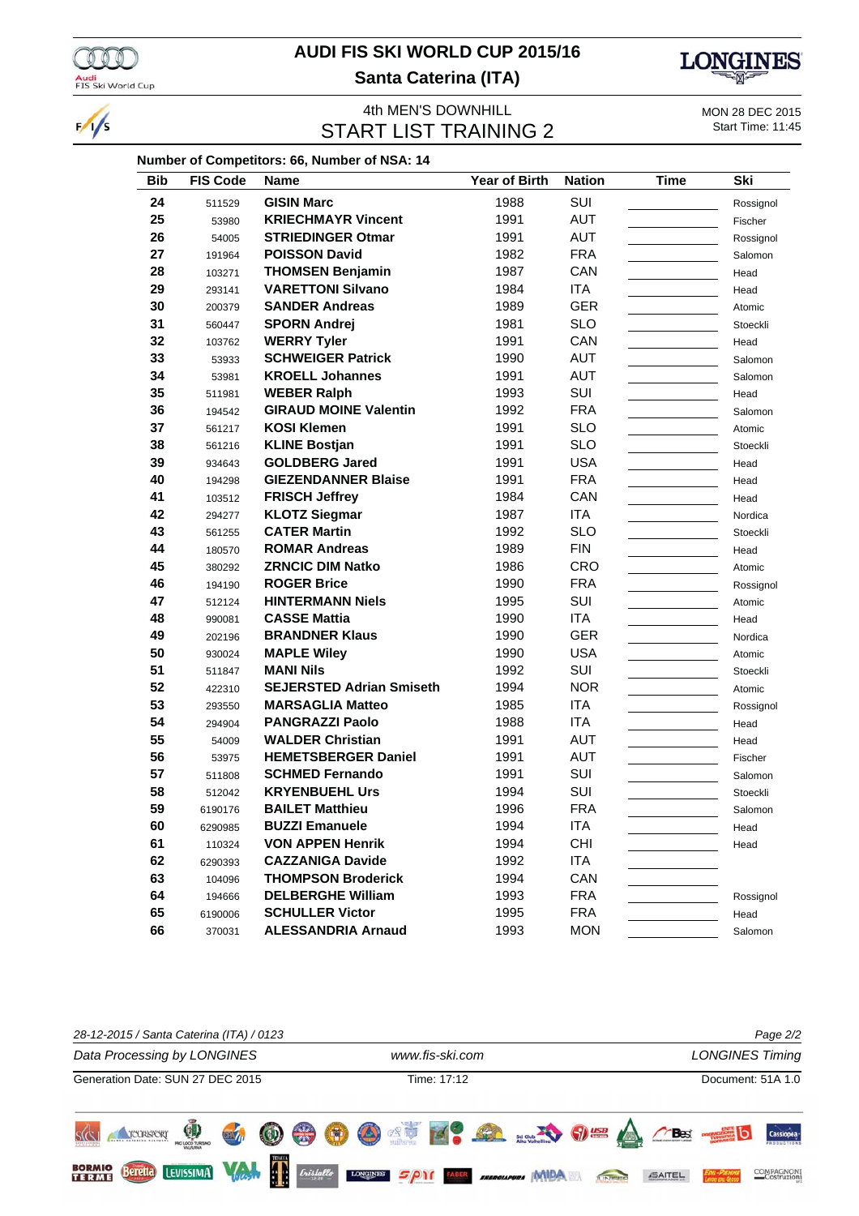# AUDI FIS SKI WORLD CUP 2015/16

## Santa Caterina (ITA)

4th MEN'S DOWNHILL

START LIST TRAINING 2

MON 28 DEC 2015
Start Time: 11:45

**Number of Competitors: 66, Number of NSA: 14**

| Bib | FIS Code | Name | Year of Birth | Nation | Time | Ski |
|---|---|---|---|---|---|---|
| 24 | 511529 | GISIN Marc | 1988 | SUI | | Rossignol |
| 25 | 53980 | KRIECHMAYR Vincent | 1991 | AUT | | Fischer |
| 26 | 54005 | STRIEDINGER Otmar | 1991 | AUT | | Rossignol |
| 27 | 191964 | POISSON David | 1982 | FRA | | Salomon |
| 28 | 103271 | THOMSEN Benjamin | 1987 | CAN | | Head |
| 29 | 293141 | VARETTONI Silvano | 1984 | ITA | | Head |
| 30 | 200379 | SANDER Andreas | 1989 | GER | | Atomic |
| 31 | 560447 | SPORN Andrej | 1981 | SLO | | Stoeckli |
| 32 | 103762 | WERRY Tyler | 1991 | CAN | | Head |
| 33 | 53933 | SCHWEIGER Patrick | 1990 | AUT | | Salomon |
| 34 | 53981 | KROELL Johannes | 1991 | AUT | | Salomon |
| 35 | 511981 | WEBER Ralph | 1993 | SUI | | Head |
| 36 | 194542 | GIRAUD MOINE Valentin | 1992 | FRA | | Salomon |
| 37 | 561217 | KOSI Klemen | 1991 | SLO | | Atomic |
| 38 | 561216 | KLINE Bostjan | 1991 | SLO | | Stoeckli |
| 39 | 934643 | GOLDBERG Jared | 1991 | USA | | Head |
| 40 | 194298 | GIEZENDANNER Blaise | 1991 | FRA | | Head |
| 41 | 103512 | FRISCH Jeffrey | 1984 | CAN | | Head |
| 42 | 294277 | KLOTZ Siegmar | 1987 | ITA | | Nordica |
| 43 | 561255 | CATER Martin | 1992 | SLO | | Stoeckli |
| 44 | 180570 | ROMAR Andreas | 1989 | FIN | | Head |
| 45 | 380292 | ZRNCIC DIM Natko | 1986 | CRO | | Atomic |
| 46 | 194190 | ROGER Brice | 1990 | FRA | | Rossignol |
| 47 | 512124 | HINTERMANN Niels | 1995 | SUI | | Atomic |
| 48 | 990081 | CASSE Mattia | 1990 | ITA | | Head |
| 49 | 202196 | BRANDNER Klaus | 1990 | GER | | Nordica |
| 50 | 930024 | MAPLE Wiley | 1990 | USA | | Atomic |
| 51 | 511847 | MANI Nils | 1992 | SUI | | Stoeckli |
| 52 | 422310 | SEJERSTED Adrian Smiseth | 1994 | NOR | | Atomic |
| 53 | 293550 | MARSAGLIA Matteo | 1985 | ITA | | Rossignol |
| 54 | 294904 | PANGRAZZI Paolo | 1988 | ITA | | Head |
| 55 | 54009 | WALDER Christian | 1991 | AUT | | Head |
| 56 | 53975 | HEMETSBERGER Daniel | 1991 | AUT | | Fischer |
| 57 | 511808 | SCHMED Fernando | 1991 | SUI | | Salomon |
| 58 | 512042 | KRYENBUEHL Urs | 1994 | SUI | | Stoeckli |
| 59 | 6190176 | BAILET Matthieu | 1996 | FRA | | Salomon |
| 60 | 6290985 | BUZZI Emanuele | 1994 | ITA | | Head |
| 61 | 110324 | VON APPEN Henrik | 1994 | CHI | | Head |
| 62 | 6290393 | CAZZANIGA Davide | 1992 | ITA | | |
| 63 | 104096 | THOMPSON Broderick | 1994 | CAN | | |
| 64 | 194666 | DELBERGHE William | 1993 | FRA | | Rossignol |
| 65 | 6190006 | SCHULLER Victor | 1995 | FRA | | Head |
| 66 | 370031 | ALESSANDRIA Arnaud | 1993 | MON | | Salomon |

*28-12-2015 / Santa Caterina (ITA) / 0123*

*Data Processing by LONGINES* *www.fis-ski.com* *LONGINES Timing*

Generation Date: SUN 27 DEC 2015 Time: 17:12 Document: 51A 1.0